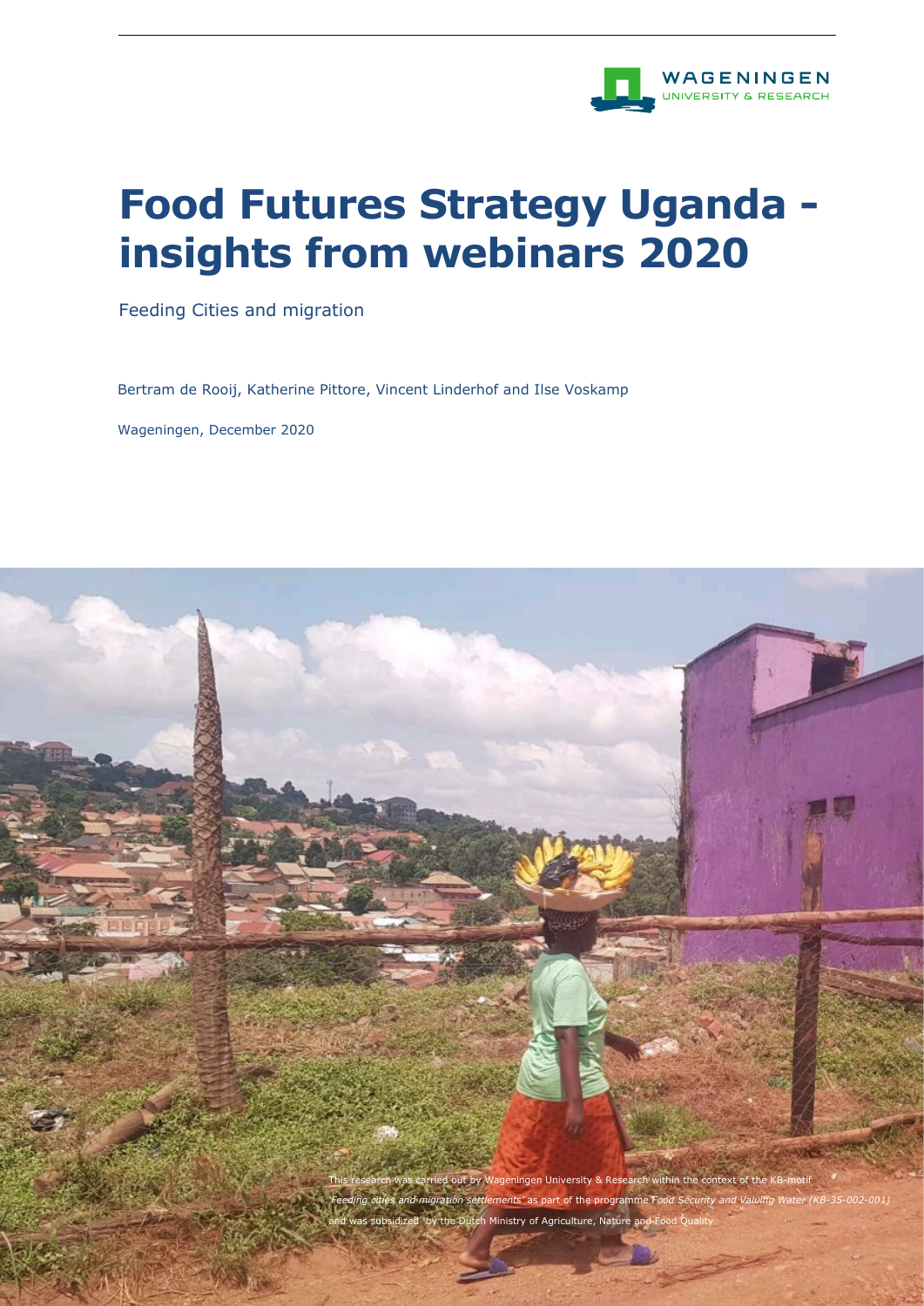# Food Futures Strategy Uganda - insights from webinars 2020

Feeding Cities and migration

Bertram de Rooij, Katherine Pittore, Vincent Linderhof and Ilse Voskamp

Wageningen, December 2020

This research was carried out by Wageningen University & Research within the context of the KB-motif *'Feeding cities and migration settlements'* as part of the programme *Food Security and Valuing Water (KB-35-002-001)* and was subsidized by the Dutch Ministry of Agriculture, Nature and Food Quality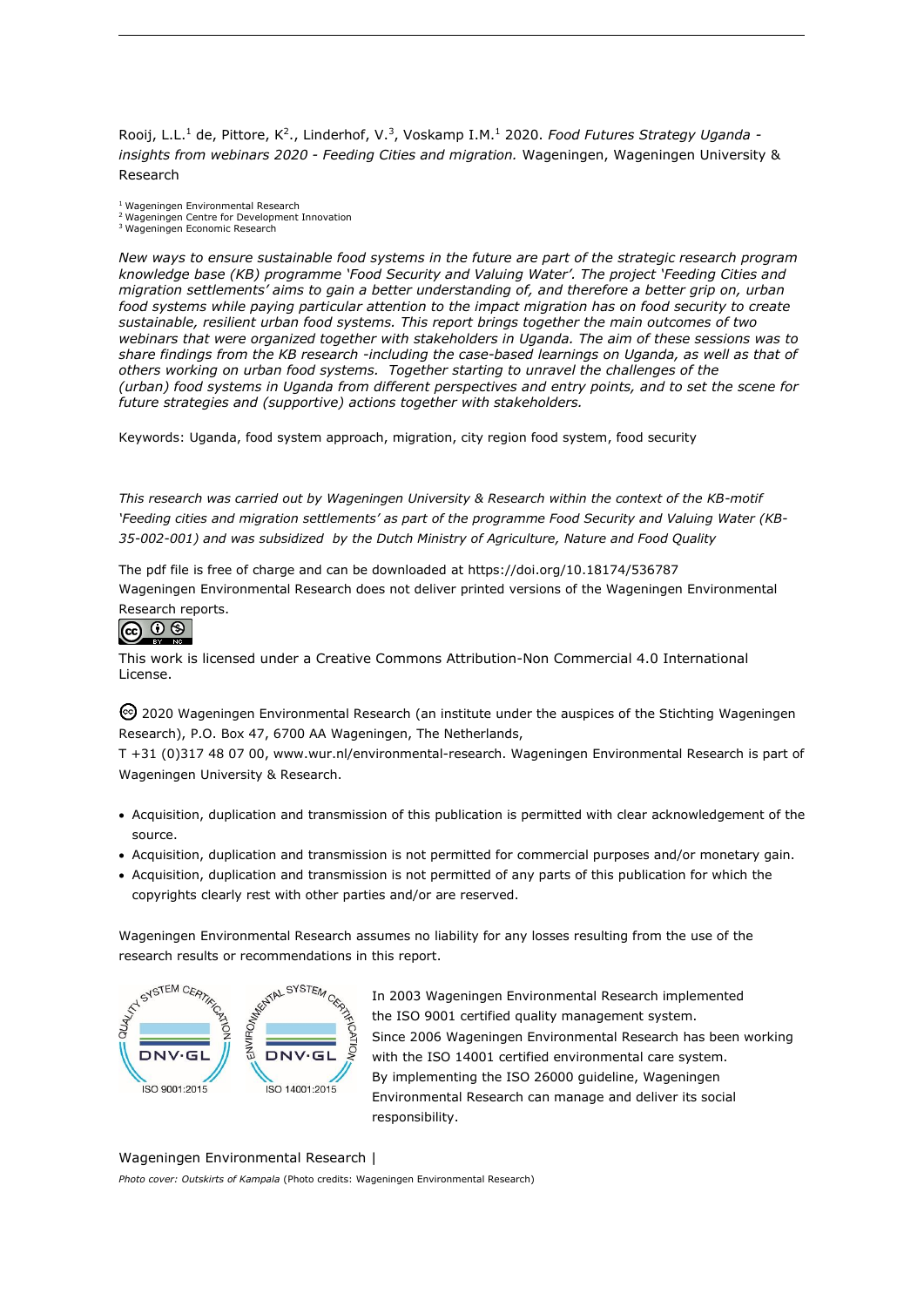Rooij, L.L.[1] de, Pittore, K[2]., Linderhof, V.[3], Voskamp I.M.[1] 2020. *Food Futures Strategy Uganda - insights from webinars 2020 - Feeding Cities and migration.* Wageningen, Wageningen University & Research

[1] Wageningen Environmental Research
[2] Wageningen Centre for Development Innovation
[3] Wageningen Economic Research

*New ways to ensure sustainable food systems in the future are part of the strategic research program knowledge base (KB) programme 'Food Security and Valuing Water'. The project 'Feeding Cities and migration settlements' aims to gain a better understanding of, and therefore a better grip on, urban food systems while paying particular attention to the impact migration has on food security to create sustainable, resilient urban food systems. This report brings together the main outcomes of two webinars that were organized together with stakeholders in Uganda. The aim of these sessions was to share findings from the KB research -including the case-based learnings on Uganda, as well as that of others working on urban food systems. Together starting to unravel the challenges of the (urban) food systems in Uganda from different perspectives and entry points, and to set the scene for future strategies and (supportive) actions together with stakeholders.*

Keywords: Uganda, food system approach, migration, city region food system, food security

*This research was carried out by Wageningen University & Research within the context of the KB-motif 'Feeding cities and migration settlements' as part of the programme Food Security and Valuing Water (KB-35-002-001) and was subsidized by the Dutch Ministry of Agriculture, Nature and Food Quality*

The pdf file is free of charge and can be downloaded at https://doi.org/10.18174/536787
Wageningen Environmental Research does not deliver printed versions of the Wageningen Environmental Research reports.

This work is licensed under a Creative Commons Attribution-Non Commercial 4.0 International License.

© 2020 Wageningen Environmental Research (an institute under the auspices of the Stichting Wageningen Research), P.O. Box 47, 6700 AA Wageningen, The Netherlands,
T +31 (0)317 48 07 00, www.wur.nl/environmental-research. Wageningen Environmental Research is part of Wageningen University & Research.

- Acquisition, duplication and transmission of this publication is permitted with clear acknowledgement of the source.
- Acquisition, duplication and transmission is not permitted for commercial purposes and/or monetary gain.
- Acquisition, duplication and transmission is not permitted of any parts of this publication for which the copyrights clearly rest with other parties and/or are reserved.

Wageningen Environmental Research assumes no liability for any losses resulting from the use of the research results or recommendations in this report.

In 2003 Wageningen Environmental Research implemented the ISO 9001 certified quality management system.
Since 2006 Wageningen Environmental Research has been working with the ISO 14001 certified environmental care system.
By implementing the ISO 26000 guideline, Wageningen Environmental Research can manage and deliver its social responsibility.

Wageningen Environmental Research |

*Photo cover: Outskirts of Kampala* (Photo credits: Wageningen Environmental Research)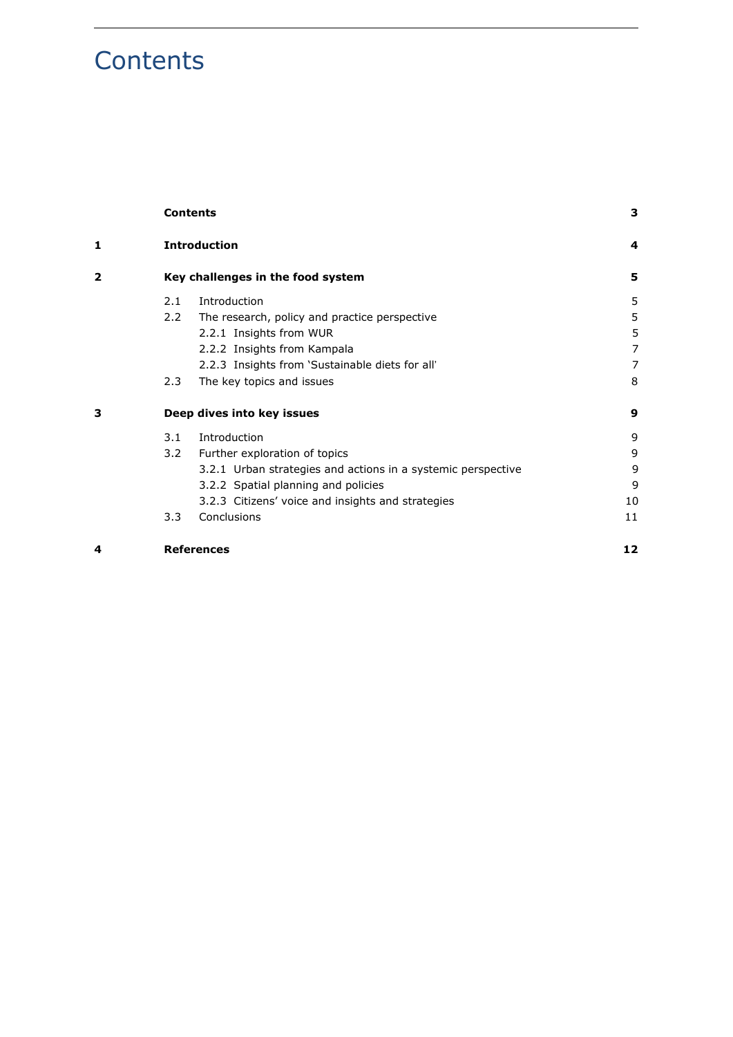# Contents

| | | | |
|---|---|---|---|
| | **Contents** | | **3** |
| **1** | **Introduction** | | **4** |
| **2** | **Key challenges in the food system** | | **5** |
| | 2.1 | Introduction | 5 |
| | 2.2 | The research, policy and practice perspective | 5 |
| | | 2.2.1 Insights from WUR | 5 |
| | | 2.2.2 Insights from Kampala | 7 |
| | | 2.2.3 Insights from 'Sustainable diets for all' | 7 |
| | 2.3 | The key topics and issues | 8 |
| **3** | **Deep dives into key issues** | | **9** |
| | 3.1 | Introduction | 9 |
| | 3.2 | Further exploration of topics | 9 |
| | | 3.2.1 Urban strategies and actions in a systemic perspective | 9 |
| | | 3.2.2 Spatial planning and policies | 9 |
| | | 3.2.3 Citizens' voice and insights and strategies | 10 |
| | 3.3 | Conclusions | 11 |
| **4** | **References** | | **12** |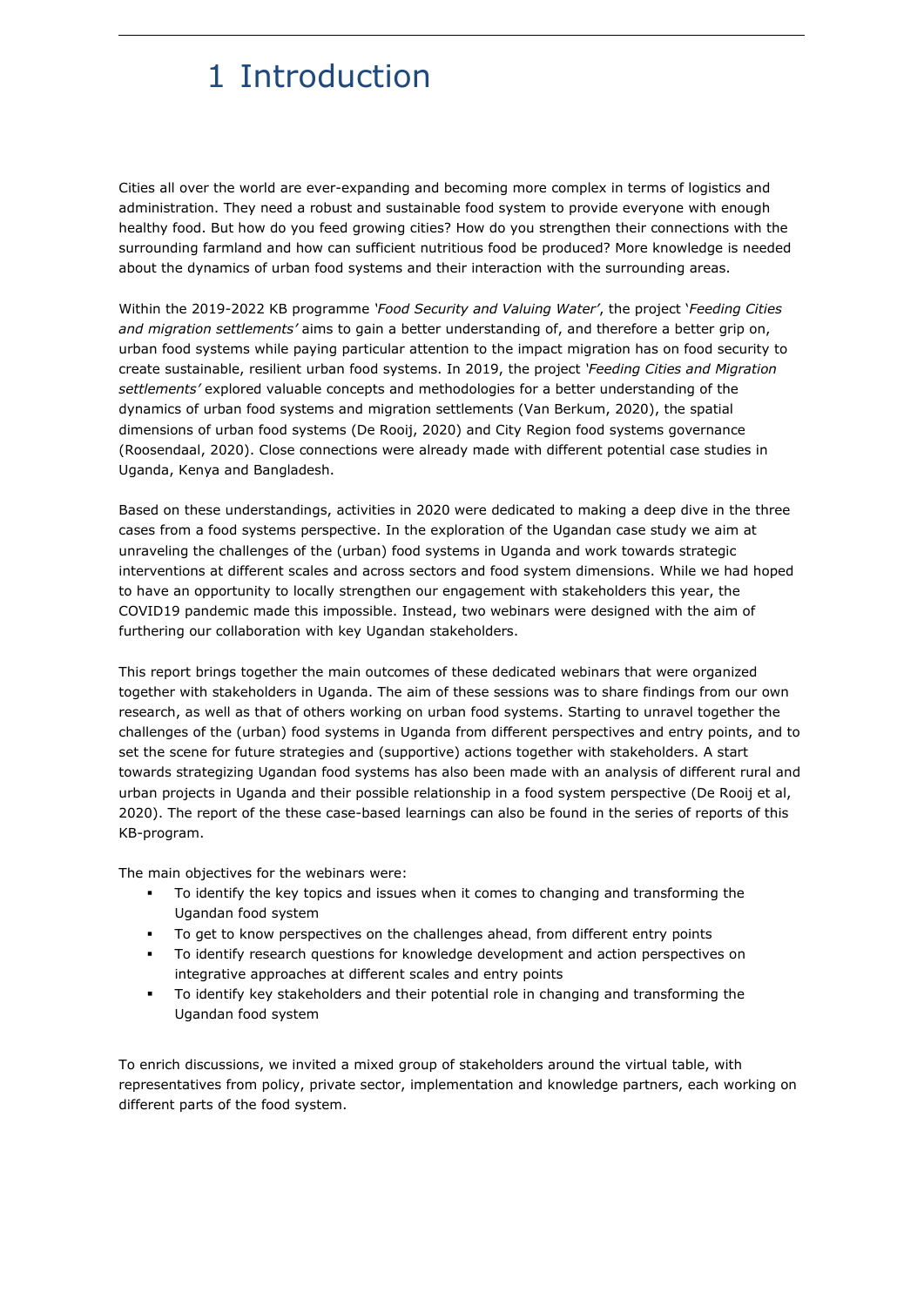# 1 Introduction

Cities all over the world are ever-expanding and becoming more complex in terms of logistics and administration. They need a robust and sustainable food system to provide everyone with enough healthy food. But how do you feed growing cities? How do you strengthen their connections with the surrounding farmland and how can sufficient nutritious food be produced? More knowledge is needed about the dynamics of urban food systems and their interaction with the surrounding areas.

Within the 2019-2022 KB programme *'Food Security and Valuing Water'*, the project '*Feeding Cities and migration settlements'* aims to gain a better understanding of, and therefore a better grip on, urban food systems while paying particular attention to the impact migration has on food security to create sustainable, resilient urban food systems. In 2019, the project *'Feeding Cities and Migration settlements'* explored valuable concepts and methodologies for a better understanding of the dynamics of urban food systems and migration settlements (Van Berkum, 2020), the spatial dimensions of urban food systems (De Rooij, 2020) and City Region food systems governance (Roosendaal, 2020). Close connections were already made with different potential case studies in Uganda, Kenya and Bangladesh.

Based on these understandings, activities in 2020 were dedicated to making a deep dive in the three cases from a food systems perspective. In the exploration of the Ugandan case study we aim at unraveling the challenges of the (urban) food systems in Uganda and work towards strategic interventions at different scales and across sectors and food system dimensions. While we had hoped to have an opportunity to locally strengthen our engagement with stakeholders this year, the COVID19 pandemic made this impossible. Instead, two webinars were designed with the aim of furthering our collaboration with key Ugandan stakeholders.

This report brings together the main outcomes of these dedicated webinars that were organized together with stakeholders in Uganda. The aim of these sessions was to share findings from our own research, as well as that of others working on urban food systems. Starting to unravel together the challenges of the (urban) food systems in Uganda from different perspectives and entry points, and to set the scene for future strategies and (supportive) actions together with stakeholders. A start towards strategizing Ugandan food systems has also been made with an analysis of different rural and urban projects in Uganda and their possible relationship in a food system perspective (De Rooij et al, 2020). The report of the these case-based learnings can also be found in the series of reports of this KB-program.

The main objectives for the webinars were:

- To identify the key topics and issues when it comes to changing and transforming the Ugandan food system
- To get to know perspectives on the challenges ahead, from different entry points
- To identify research questions for knowledge development and action perspectives on integrative approaches at different scales and entry points
- To identify key stakeholders and their potential role in changing and transforming the Ugandan food system

To enrich discussions, we invited a mixed group of stakeholders around the virtual table, with representatives from policy, private sector, implementation and knowledge partners, each working on different parts of the food system.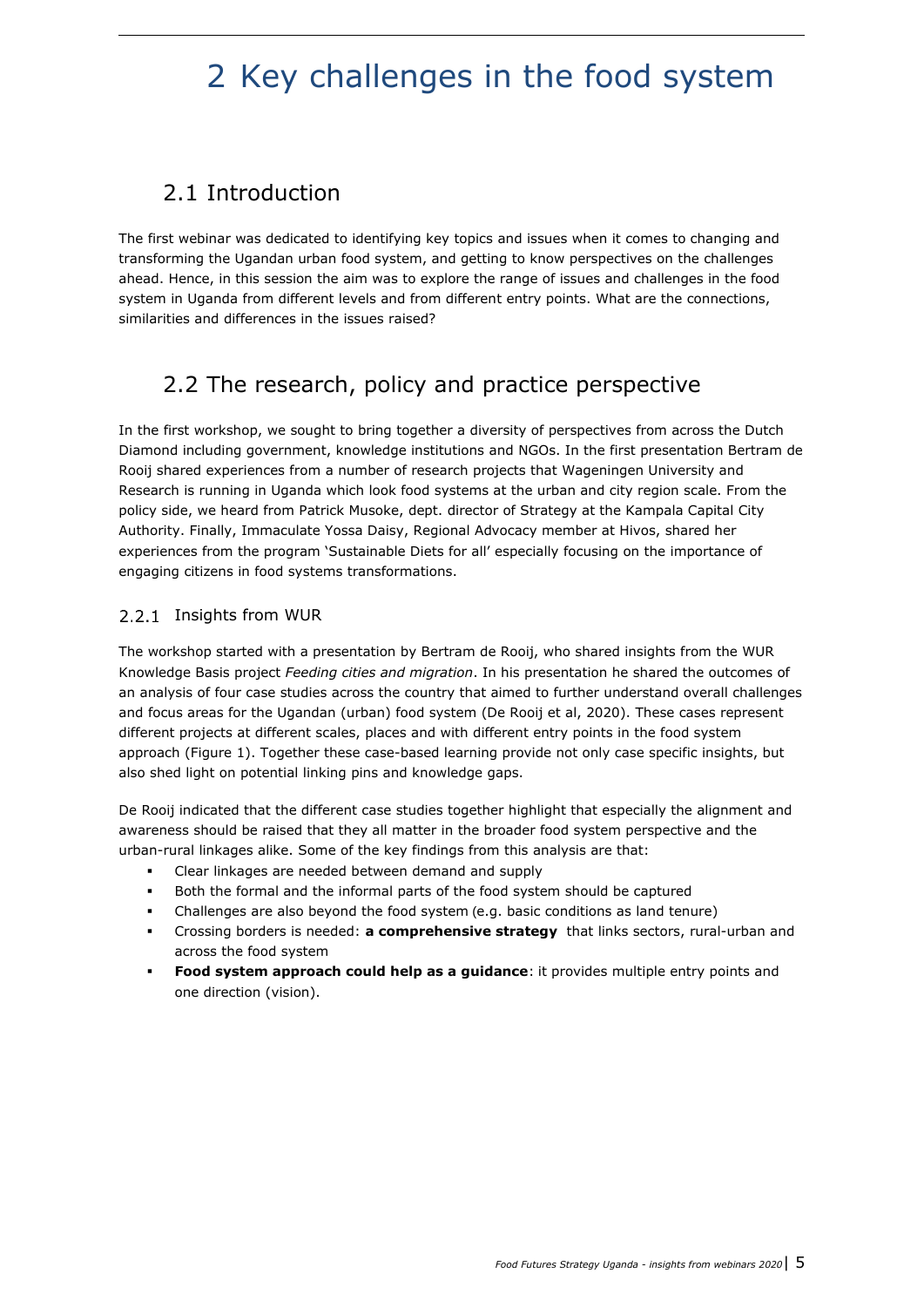# 2 Key challenges in the food system

## 2.1 Introduction

The first webinar was dedicated to identifying key topics and issues when it comes to changing and transforming the Ugandan urban food system, and getting to know perspectives on the challenges ahead. Hence, in this session the aim was to explore the range of issues and challenges in the food system in Uganda from different levels and from different entry points. What are the connections, similarities and differences in the issues raised?

## 2.2 The research, policy and practice perspective

In the first workshop, we sought to bring together a diversity of perspectives from across the Dutch Diamond including government, knowledge institutions and NGOs. In the first presentation Bertram de Rooij shared experiences from a number of research projects that Wageningen University and Research is running in Uganda which look food systems at the urban and city region scale. From the policy side, we heard from Patrick Musoke, dept. director of Strategy at the Kampala Capital City Authority. Finally, Immaculate Yossa Daisy, Regional Advocacy member at Hivos, shared her experiences from the program 'Sustainable Diets for all' especially focusing on the importance of engaging citizens in food systems transformations.

### 2.2.1 Insights from WUR

The workshop started with a presentation by Bertram de Rooij, who shared insights from the WUR Knowledge Basis project *Feeding cities and migration*. In his presentation he shared the outcomes of an analysis of four case studies across the country that aimed to further understand overall challenges and focus areas for the Ugandan (urban) food system (De Rooij et al, 2020). These cases represent different projects at different scales, places and with different entry points in the food system approach (Figure 1). Together these case-based learning provide not only case specific insights, but also shed light on potential linking pins and knowledge gaps.

De Rooij indicated that the different case studies together highlight that especially the alignment and awareness should be raised that they all matter in the broader food system perspective and the urban-rural linkages alike. Some of the key findings from this analysis are that:

- Clear linkages are needed between demand and supply
- Both the formal and the informal parts of the food system should be captured
- Challenges are also beyond the food system (e.g. basic conditions as land tenure)
- Crossing borders is needed: **a comprehensive strategy** that links sectors, rural-urban and across the food system
- **Food system approach could help as a guidance**: it provides multiple entry points and one direction (vision).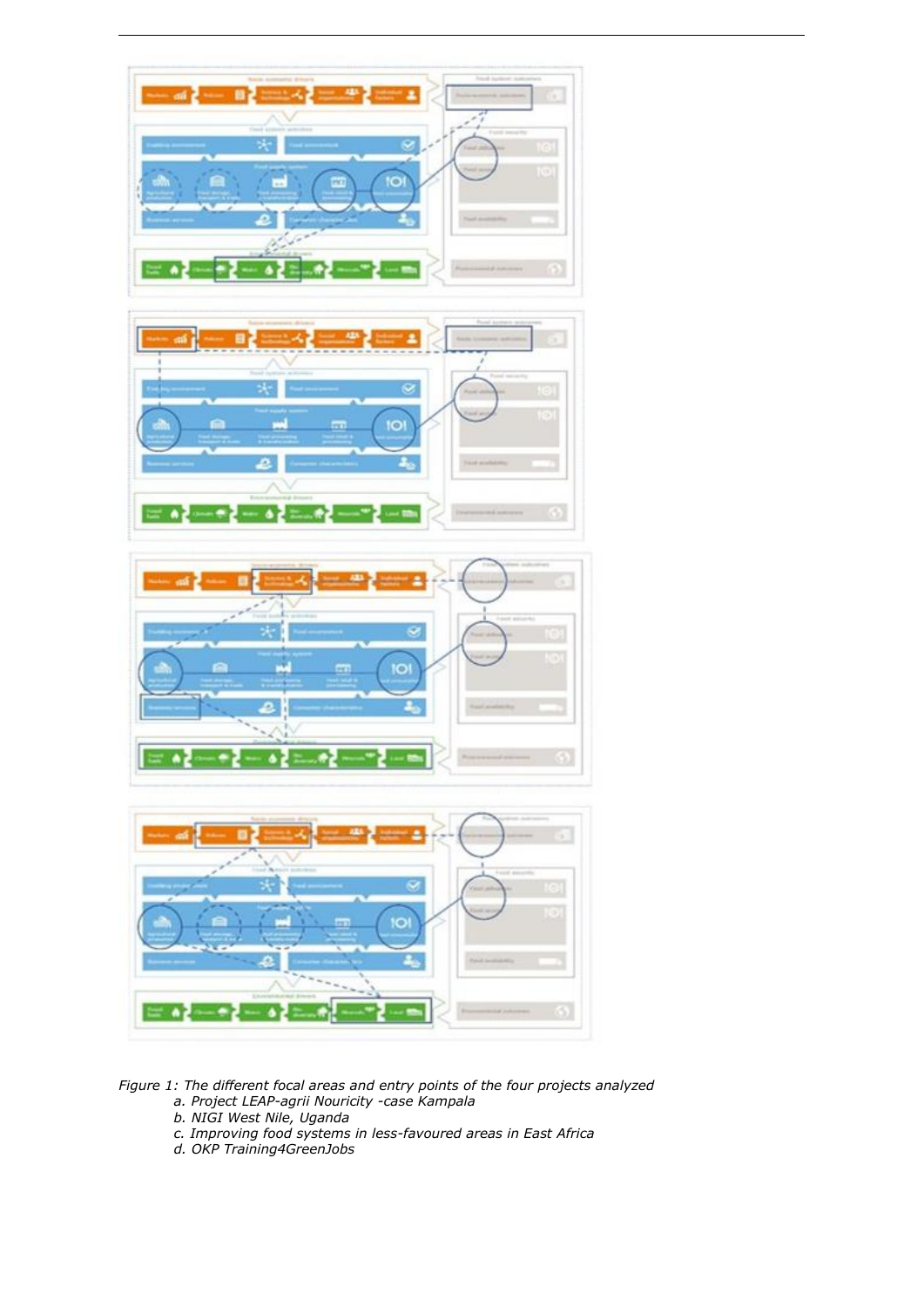*Figure 1: The different focal areas and entry points of the four projects analyzed*

*a. Project LEAP-agrii Nouricity -case Kampala*

*b. NIGI West Nile, Uganda*

*c. Improving food systems in less-favoured areas in East Africa*

*d. OKP Training4GreenJobs*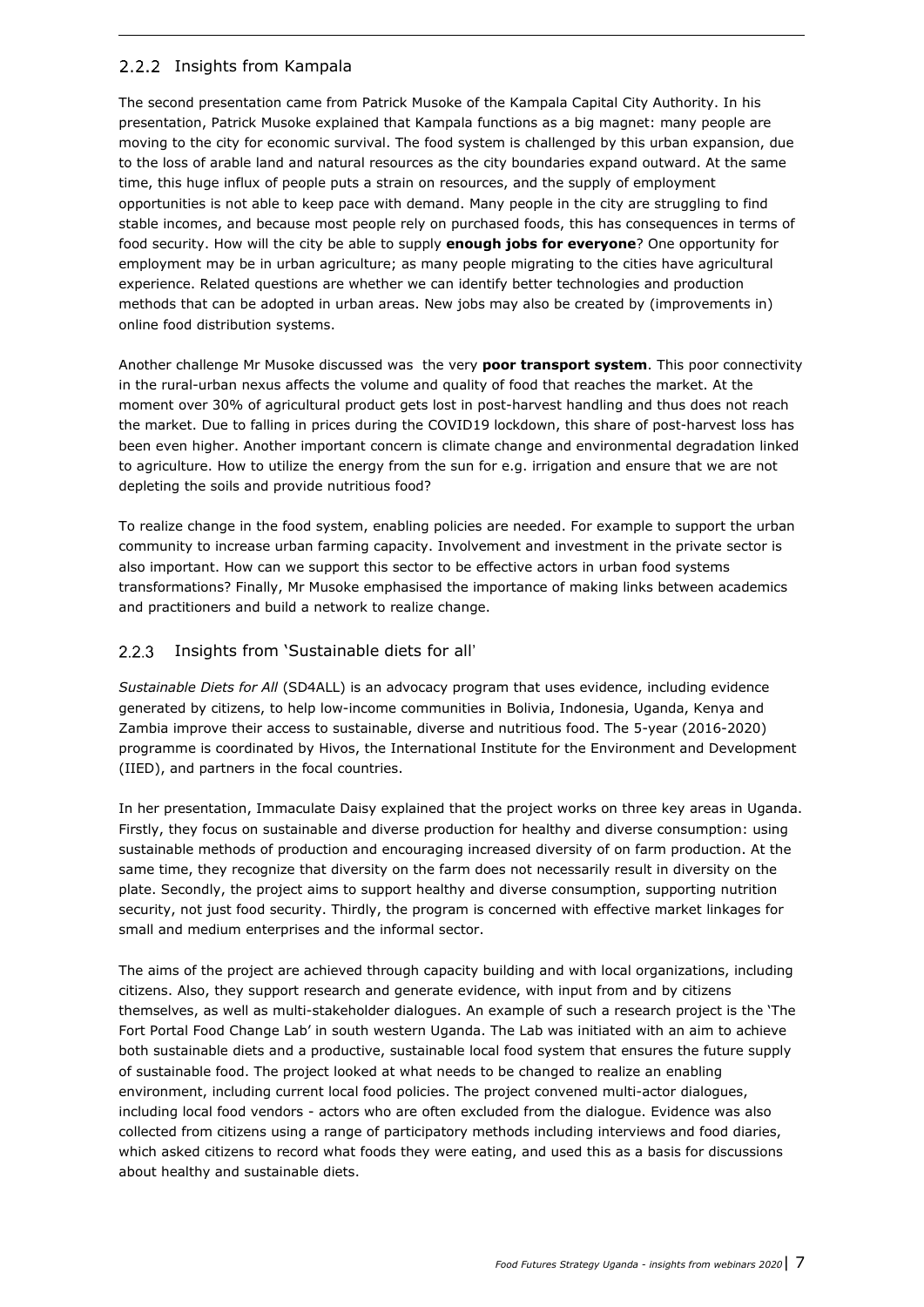### 2.2.2 Insights from Kampala

The second presentation came from Patrick Musoke of the Kampala Capital City Authority. In his presentation, Patrick Musoke explained that Kampala functions as a big magnet: many people are moving to the city for economic survival. The food system is challenged by this urban expansion, due to the loss of arable land and natural resources as the city boundaries expand outward. At the same time, this huge influx of people puts a strain on resources, and the supply of employment opportunities is not able to keep pace with demand. Many people in the city are struggling to find stable incomes, and because most people rely on purchased foods, this has consequences in terms of food security. How will the city be able to supply **enough jobs for everyone**? One opportunity for employment may be in urban agriculture; as many people migrating to the cities have agricultural experience. Related questions are whether we can identify better technologies and production methods that can be adopted in urban areas. New jobs may also be created by (improvements in) online food distribution systems.

Another challenge Mr Musoke discussed was the very **poor transport system**. This poor connectivity in the rural-urban nexus affects the volume and quality of food that reaches the market. At the moment over 30% of agricultural product gets lost in post-harvest handling and thus does not reach the market. Due to falling in prices during the COVID19 lockdown, this share of post-harvest loss has been even higher. Another important concern is climate change and environmental degradation linked to agriculture. How to utilize the energy from the sun for e.g. irrigation and ensure that we are not depleting the soils and provide nutritious food?

To realize change in the food system, enabling policies are needed. For example to support the urban community to increase urban farming capacity. Involvement and investment in the private sector is also important. How can we support this sector to be effective actors in urban food systems transformations? Finally, Mr Musoke emphasised the importance of making links between academics and practitioners and build a network to realize change.

### 2.2.3 Insights from 'Sustainable diets for all'

*Sustainable Diets for All* (SD4ALL) is an advocacy program that uses evidence, including evidence generated by citizens, to help low-income communities in Bolivia, Indonesia, Uganda, Kenya and Zambia improve their access to sustainable, diverse and nutritious food. The 5-year (2016-2020) programme is coordinated by Hivos, the International Institute for the Environment and Development (IIED), and partners in the focal countries.

In her presentation, Immaculate Daisy explained that the project works on three key areas in Uganda. Firstly, they focus on sustainable and diverse production for healthy and diverse consumption: using sustainable methods of production and encouraging increased diversity of on farm production. At the same time, they recognize that diversity on the farm does not necessarily result in diversity on the plate. Secondly, the project aims to support healthy and diverse consumption, supporting nutrition security, not just food security. Thirdly, the program is concerned with effective market linkages for small and medium enterprises and the informal sector.

The aims of the project are achieved through capacity building and with local organizations, including citizens. Also, they support research and generate evidence, with input from and by citizens themselves, as well as multi-stakeholder dialogues. An example of such a research project is the 'The Fort Portal Food Change Lab' in south western Uganda. The Lab was initiated with an aim to achieve both sustainable diets and a productive, sustainable local food system that ensures the future supply of sustainable food. The project looked at what needs to be changed to realize an enabling environment, including current local food policies. The project convened multi-actor dialogues, including local food vendors - actors who are often excluded from the dialogue. Evidence was also collected from citizens using a range of participatory methods including interviews and food diaries, which asked citizens to record what foods they were eating, and used this as a basis for discussions about healthy and sustainable diets.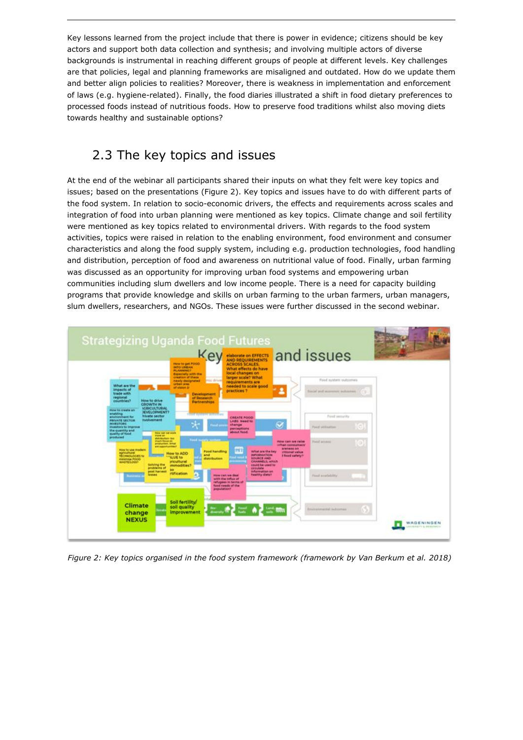Key lessons learned from the project include that there is power in evidence; citizens should be key actors and support both data collection and synthesis; and involving multiple actors of diverse backgrounds is instrumental in reaching different groups of people at different levels. Key challenges are that policies, legal and planning frameworks are misaligned and outdated. How do we update them and better align policies to realities? Moreover, there is weakness in implementation and enforcement of laws (e.g. hygiene-related). Finally, the food diaries illustrated a shift in food dietary preferences to processed foods instead of nutritious foods. How to preserve food traditions whilst also moving diets towards healthy and sustainable options?

## 2.3 The key topics and issues

At the end of the webinar all participants shared their inputs on what they felt were key topics and issues; based on the presentations (Figure 2). Key topics and issues have to do with different parts of the food system. In relation to socio-economic drivers, the effects and requirements across scales and integration of food into urban planning were mentioned as key topics. Climate change and soil fertility were mentioned as key topics related to environmental drivers. With regards to the food system activities, topics were raised in relation to the enabling environment, food environment and consumer characteristics and along the food supply system, including e.g. production technologies, food handling and distribution, perception of food and awareness on nutritional value of food. Finally, urban farming was discussed as an opportunity for improving urban food systems and empowering urban communities including slum dwellers and low income people. There is a need for capacity building programs that provide knowledge and skills on urban farming to the urban farmers, urban managers, slum dwellers, researchers, and NGOs. These issues were further discussed in the second webinar.

*Figure 2: Key topics organised in the food system framework (framework by Van Berkum et al. 2018)*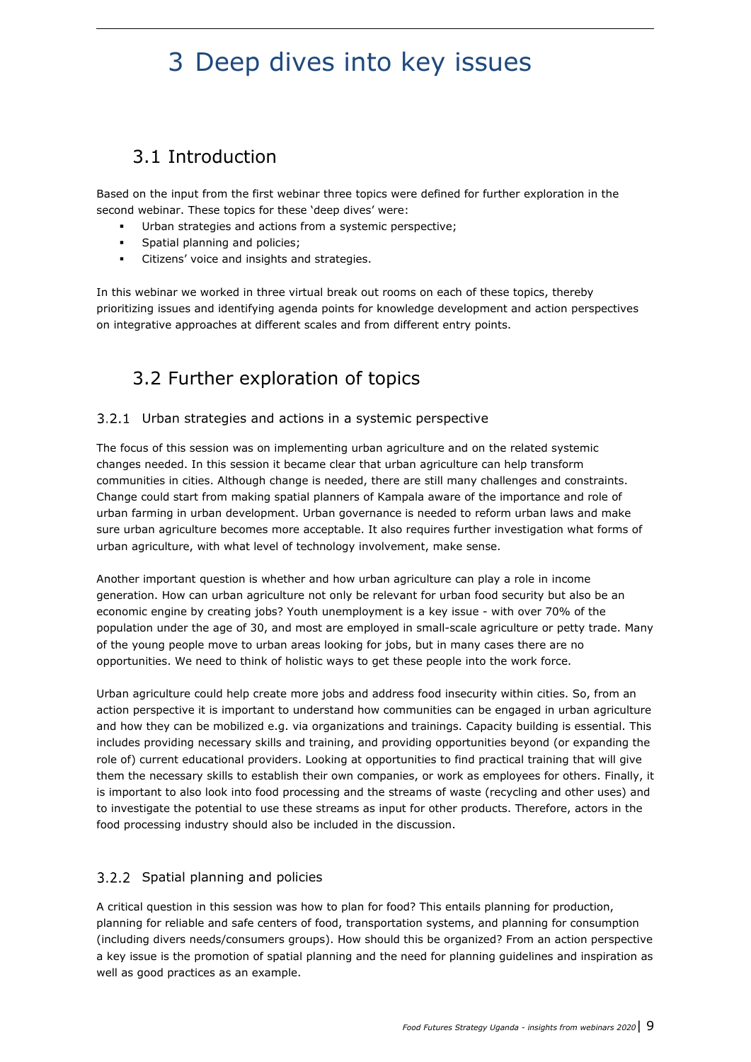# 3 Deep dives into key issues

## 3.1 Introduction

Based on the input from the first webinar three topics were defined for further exploration in the second webinar. These topics for these 'deep dives' were:

- Urban strategies and actions from a systemic perspective;
- Spatial planning and policies;
- Citizens' voice and insights and strategies.

In this webinar we worked in three virtual break out rooms on each of these topics, thereby prioritizing issues and identifying agenda points for knowledge development and action perspectives on integrative approaches at different scales and from different entry points.

## 3.2 Further exploration of topics

### 3.2.1 Urban strategies and actions in a systemic perspective

The focus of this session was on implementing urban agriculture and on the related systemic changes needed. In this session it became clear that urban agriculture can help transform communities in cities. Although change is needed, there are still many challenges and constraints. Change could start from making spatial planners of Kampala aware of the importance and role of urban farming in urban development. Urban governance is needed to reform urban laws and make sure urban agriculture becomes more acceptable. It also requires further investigation what forms of urban agriculture, with what level of technology involvement, make sense.

Another important question is whether and how urban agriculture can play a role in income generation. How can urban agriculture not only be relevant for urban food security but also be an economic engine by creating jobs? Youth unemployment is a key issue - with over 70% of the population under the age of 30, and most are employed in small-scale agriculture or petty trade. Many of the young people move to urban areas looking for jobs, but in many cases there are no opportunities. We need to think of holistic ways to get these people into the work force.

Urban agriculture could help create more jobs and address food insecurity within cities. So, from an action perspective it is important to understand how communities can be engaged in urban agriculture and how they can be mobilized e.g. via organizations and trainings. Capacity building is essential. This includes providing necessary skills and training, and providing opportunities beyond (or expanding the role of) current educational providers. Looking at opportunities to find practical training that will give them the necessary skills to establish their own companies, or work as employees for others. Finally, it is important to also look into food processing and the streams of waste (recycling and other uses) and to investigate the potential to use these streams as input for other products. Therefore, actors in the food processing industry should also be included in the discussion.

### 3.2.2 Spatial planning and policies

A critical question in this session was how to plan for food? This entails planning for production, planning for reliable and safe centers of food, transportation systems, and planning for consumption (including divers needs/consumers groups). How should this be organized? From an action perspective a key issue is the promotion of spatial planning and the need for planning guidelines and inspiration as well as good practices as an example.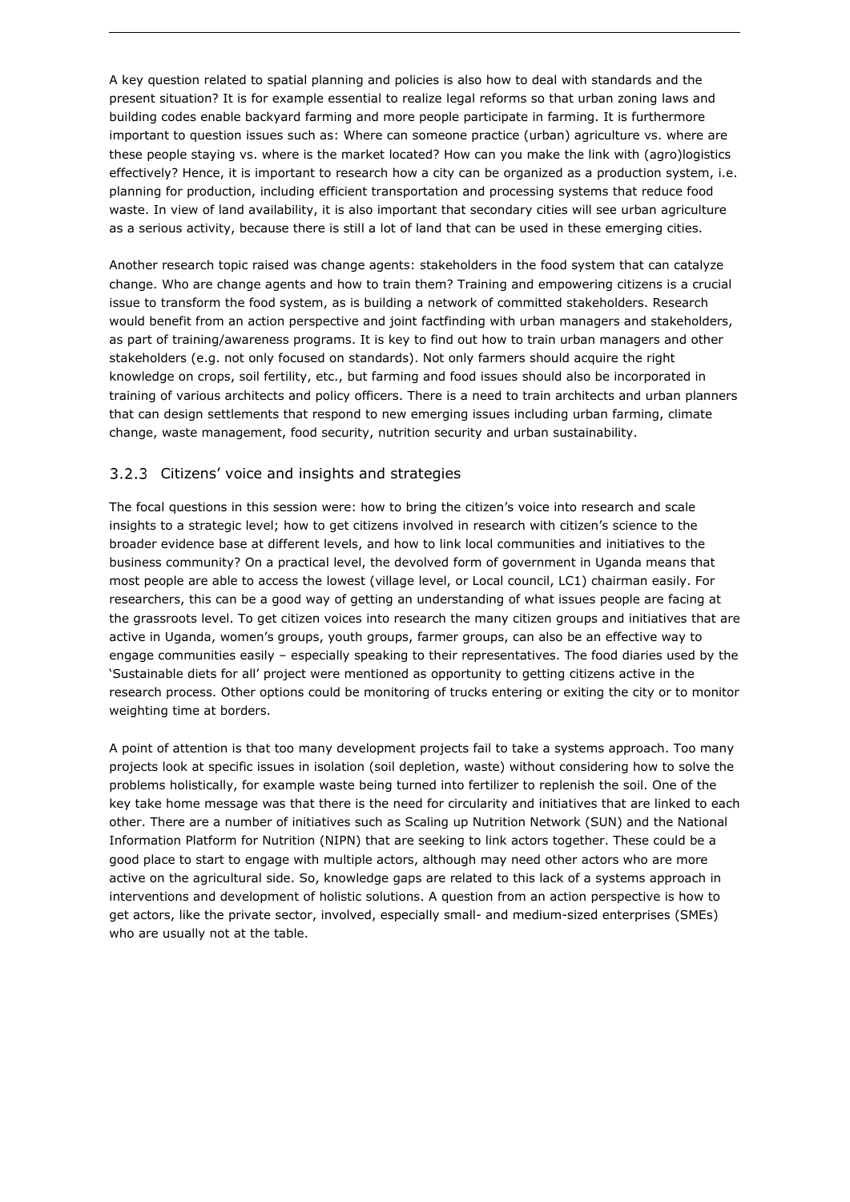A key question related to spatial planning and policies is also how to deal with standards and the present situation? It is for example essential to realize legal reforms so that urban zoning laws and building codes enable backyard farming and more people participate in farming. It is furthermore important to question issues such as: Where can someone practice (urban) agriculture vs. where are these people staying vs. where is the market located? How can you make the link with (agro)logistics effectively? Hence, it is important to research how a city can be organized as a production system, i.e. planning for production, including efficient transportation and processing systems that reduce food waste. In view of land availability, it is also important that secondary cities will see urban agriculture as a serious activity, because there is still a lot of land that can be used in these emerging cities.

Another research topic raised was change agents: stakeholders in the food system that can catalyze change. Who are change agents and how to train them? Training and empowering citizens is a crucial issue to transform the food system, as is building a network of committed stakeholders. Research would benefit from an action perspective and joint factfinding with urban managers and stakeholders, as part of training/awareness programs. It is key to find out how to train urban managers and other stakeholders (e.g. not only focused on standards). Not only farmers should acquire the right knowledge on crops, soil fertility, etc., but farming and food issues should also be incorporated in training of various architects and policy officers. There is a need to train architects and urban planners that can design settlements that respond to new emerging issues including urban farming, climate change, waste management, food security, nutrition security and urban sustainability.

### 3.2.3 Citizens' voice and insights and strategies

The focal questions in this session were: how to bring the citizen's voice into research and scale insights to a strategic level; how to get citizens involved in research with citizen's science to the broader evidence base at different levels, and how to link local communities and initiatives to the business community? On a practical level, the devolved form of government in Uganda means that most people are able to access the lowest (village level, or Local council, LC1) chairman easily. For researchers, this can be a good way of getting an understanding of what issues people are facing at the grassroots level. To get citizen voices into research the many citizen groups and initiatives that are active in Uganda, women's groups, youth groups, farmer groups, can also be an effective way to engage communities easily – especially speaking to their representatives. The food diaries used by the 'Sustainable diets for all' project were mentioned as opportunity to getting citizens active in the research process. Other options could be monitoring of trucks entering or exiting the city or to monitor weighting time at borders.

A point of attention is that too many development projects fail to take a systems approach. Too many projects look at specific issues in isolation (soil depletion, waste) without considering how to solve the problems holistically, for example waste being turned into fertilizer to replenish the soil. One of the key take home message was that there is the need for circularity and initiatives that are linked to each other. There are a number of initiatives such as Scaling up Nutrition Network (SUN) and the National Information Platform for Nutrition (NIPN) that are seeking to link actors together. These could be a good place to start to engage with multiple actors, although may need other actors who are more active on the agricultural side. So, knowledge gaps are related to this lack of a systems approach in interventions and development of holistic solutions. A question from an action perspective is how to get actors, like the private sector, involved, especially small- and medium-sized enterprises (SMEs) who are usually not at the table.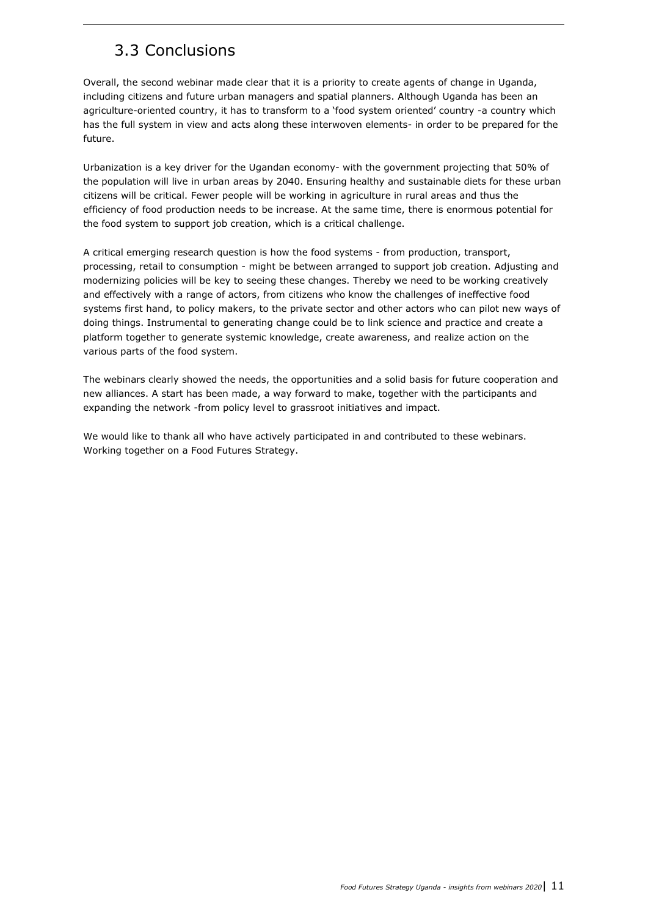## 3.3 Conclusions

Overall, the second webinar made clear that it is a priority to create agents of change in Uganda, including citizens and future urban managers and spatial planners. Although Uganda has been an agriculture-oriented country, it has to transform to a 'food system oriented' country -a country which has the full system in view and acts along these interwoven elements- in order to be prepared for the future.

Urbanization is a key driver for the Ugandan economy- with the government projecting that 50% of the population will live in urban areas by 2040. Ensuring healthy and sustainable diets for these urban citizens will be critical. Fewer people will be working in agriculture in rural areas and thus the efficiency of food production needs to be increase. At the same time, there is enormous potential for the food system to support job creation, which is a critical challenge.

A critical emerging research question is how the food systems - from production, transport, processing, retail to consumption - might be between arranged to support job creation. Adjusting and modernizing policies will be key to seeing these changes. Thereby we need to be working creatively and effectively with a range of actors, from citizens who know the challenges of ineffective food systems first hand, to policy makers, to the private sector and other actors who can pilot new ways of doing things. Instrumental to generating change could be to link science and practice and create a platform together to generate systemic knowledge, create awareness, and realize action on the various parts of the food system.

The webinars clearly showed the needs, the opportunities and a solid basis for future cooperation and new alliances. A start has been made, a way forward to make, together with the participants and expanding the network -from policy level to grassroot initiatives and impact.

We would like to thank all who have actively participated in and contributed to these webinars. Working together on a Food Futures Strategy.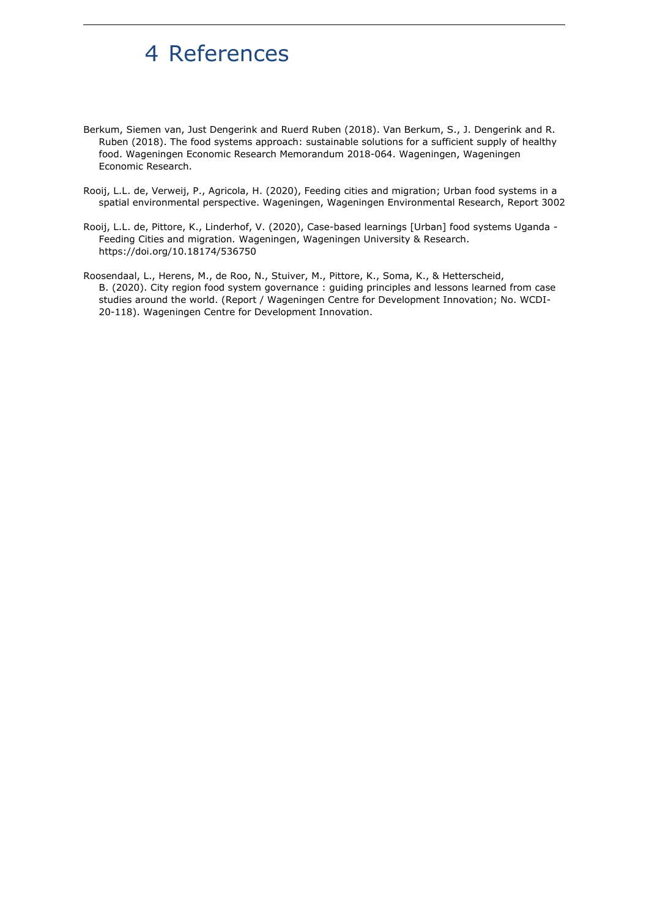# 4 References

Berkum, Siemen van, Just Dengerink and Ruerd Ruben (2018). Van Berkum, S., J. Dengerink and R. Ruben (2018). The food systems approach: sustainable solutions for a sufficient supply of healthy food. Wageningen Economic Research Memorandum 2018-064. Wageningen, Wageningen Economic Research.

Rooij, L.L. de, Verweij, P., Agricola, H. (2020), Feeding cities and migration; Urban food systems in a spatial environmental perspective. Wageningen, Wageningen Environmental Research, Report 3002

Rooij, L.L. de, Pittore, K., Linderhof, V. (2020), Case-based learnings [Urban] food systems Uganda - Feeding Cities and migration. Wageningen, Wageningen University & Research. https://doi.org/10.18174/536750

Roosendaal, L., Herens, M., de Roo, N., Stuiver, M., Pittore, K., Soma, K., & Hetterscheid, B. (2020). City region food system governance : guiding principles and lessons learned from case studies around the world. (Report / Wageningen Centre for Development Innovation; No. WCDI-20-118). Wageningen Centre for Development Innovation.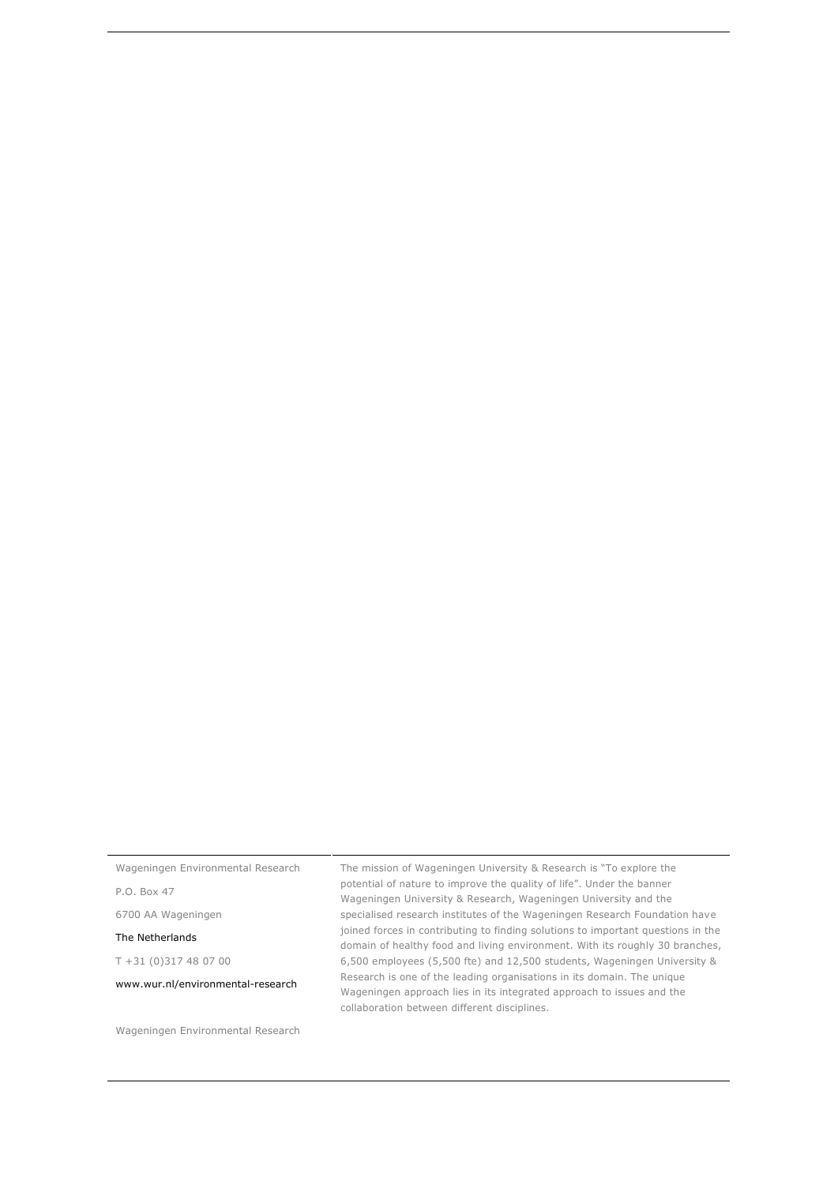Wageningen Environmental Research

P.O. Box 47

6700 AA Wageningen

The Netherlands

T +31 (0)317 48 07 00

www.wur.nl/environmental-research

Wageningen Environmental Research

The mission of Wageningen University & Research is "To explore the potential of nature to improve the quality of life". Under the banner Wageningen University & Research, Wageningen University and the specialised research institutes of the Wageningen Research Foundation have joined forces in contributing to finding solutions to important questions in the domain of healthy food and living environment. With its roughly 30 branches, 6,500 employees (5,500 fte) and 12,500 students, Wageningen University & Research is one of the leading organisations in its domain. The unique Wageningen approach lies in its integrated approach to issues and the collaboration between different disciplines.